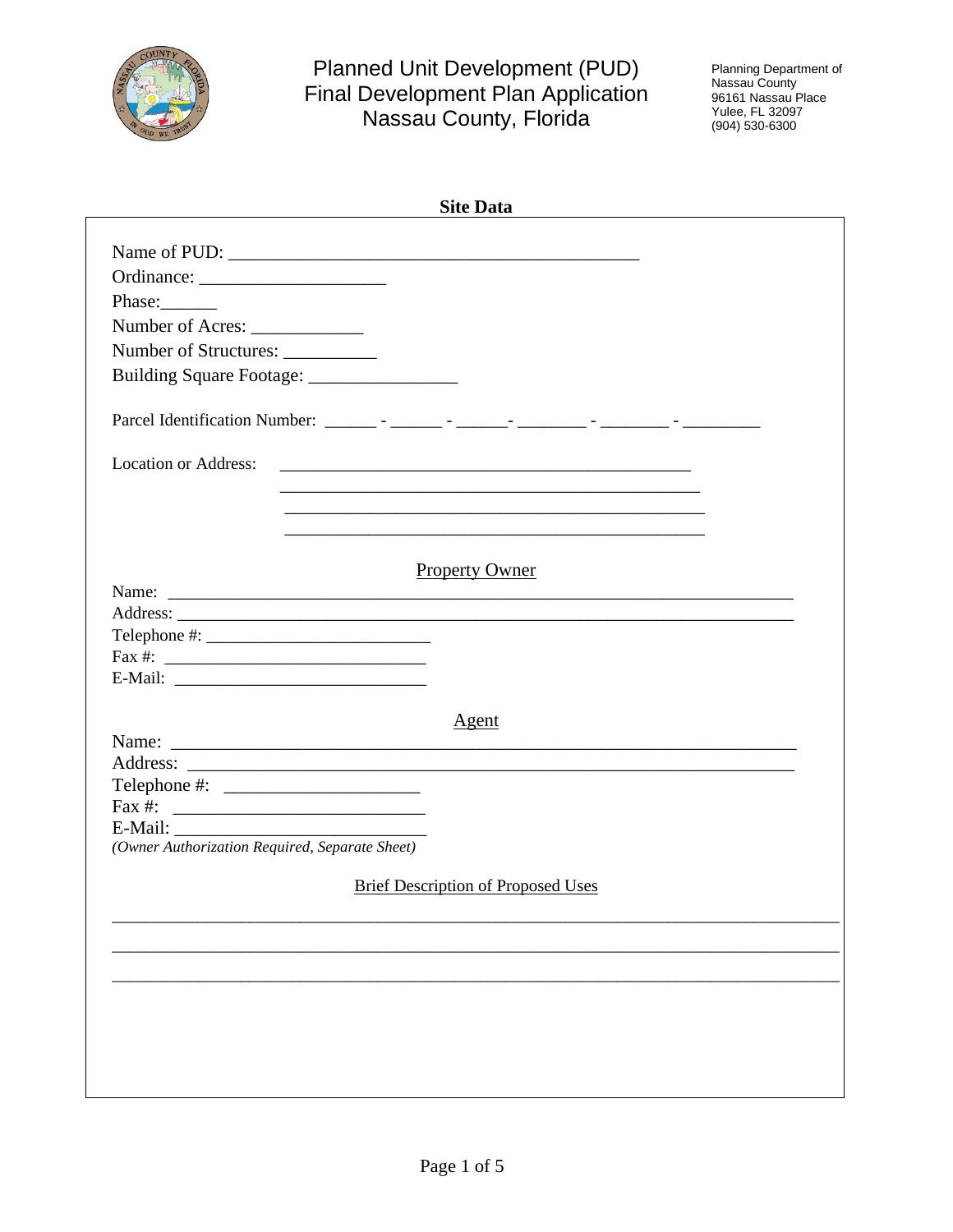# Planned Unit Development (PUD) Final Development Plan Application Nassau County, Florida

Planning Department of Nassau County
96161 Nassau Place
Yulee, FL 32097
(904) 530-6300

## Site Data

Name of PUD: ____________________________________________

Ordinance: ____________________

Phase: ______

Number of Acres: ____________

Number of Structures: __________

Building Square Footage: ________________

Parcel Identification Number: ______ - ______ - ______ - ________ - ________ - _________

Location or Address: ____________________________________________

____________________________________________

____________________________________________

____________________________________________

### Property Owner

Name: ______________________________________________________________________

Address: ____________________________________________________________________

Telephone #: _________________________

Fax #: _____________________________

E-Mail: ____________________________

### Agent

Name: ______________________________________________________________________

Address: ____________________________________________________________________

Telephone #: ______________________

Fax #: _____________________________

E-Mail: ____________________________

*(Owner Authorization Required, Separate Sheet)*

### Brief Description of Proposed Uses

________________________________________________________________________________

________________________________________________________________________________

________________________________________________________________________________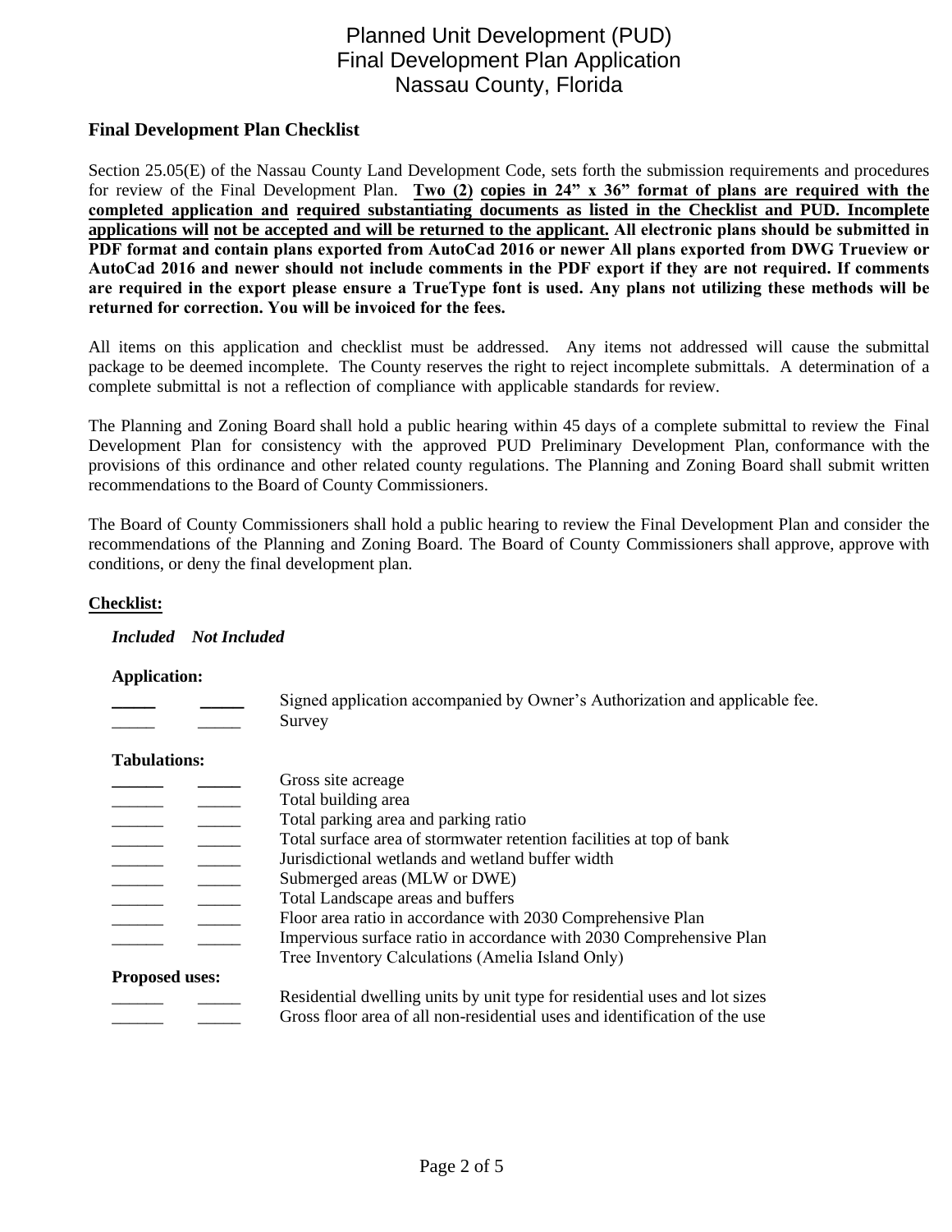# Planned Unit Development (PUD)
# Final Development Plan Application
# Nassau County, Florida

## Final Development Plan Checklist

Section 25.05(E) of the Nassau County Land Development Code, sets forth the submission requirements and procedures for review of the Final Development Plan. **Two (2) copies in 24" x 36" format of plans are required with the completed application and required substantiating documents as listed in the Checklist and PUD. Incomplete applications will not be accepted and will be returned to the applicant. All electronic plans should be submitted in PDF format and contain plans exported from AutoCad 2016 or newer All plans exported from DWG Trueview or AutoCad 2016 and newer should not include comments in the PDF export if they are not required. If comments are required in the export please ensure a TrueType font is used. Any plans not utilizing these methods will be returned for correction. You will be invoiced for the fees.**

All items on this application and checklist must be addressed. Any items not addressed will cause the submittal package to be deemed incomplete. The County reserves the right to reject incomplete submittals. A determination of a complete submittal is not a reflection of compliance with applicable standards for review.

The Planning and Zoning Board shall hold a public hearing within 45 days of a complete submittal to review the Final Development Plan for consistency with the approved PUD Preliminary Development Plan, conformance with the provisions of this ordinance and other related county regulations. The Planning and Zoning Board shall submit written recommendations to the Board of County Commissioners.

The Board of County Commissioners shall hold a public hearing to review the Final Development Plan and consider the recommendations of the Planning and Zoning Board. The Board of County Commissioners shall approve, approve with conditions, or deny the final development plan.

**Checklist:**

| *Included* | *Not Included* | |
|---|---|---|
| **Application:** | | |
| _____ | _____ | Signed application accompanied by Owner's Authorization and applicable fee. |
| _____ | _____ | Survey |
| **Tabulations:** | | |
| _____ | _____ | Gross site acreage |
| _____ | _____ | Total building area |
| _____ | _____ | Total parking area and parking ratio |
| _____ | _____ | Total surface area of stormwater retention facilities at top of bank |
| _____ | _____ | Jurisdictional wetlands and wetland buffer width |
| _____ | _____ | Submerged areas (MLW or DWE) |
| _____ | _____ | Total Landscape areas and buffers |
| _____ | _____ | Floor area ratio in accordance with 2030 Comprehensive Plan |
| _____ | _____ | Impervious surface ratio in accordance with 2030 Comprehensive Plan |
| | | Tree Inventory Calculations (Amelia Island Only) |
| **Proposed uses:** | | |
| _____ | _____ | Residential dwelling units by unit type for residential uses and lot sizes |
| _____ | _____ | Gross floor area of all non-residential uses and identification of the use |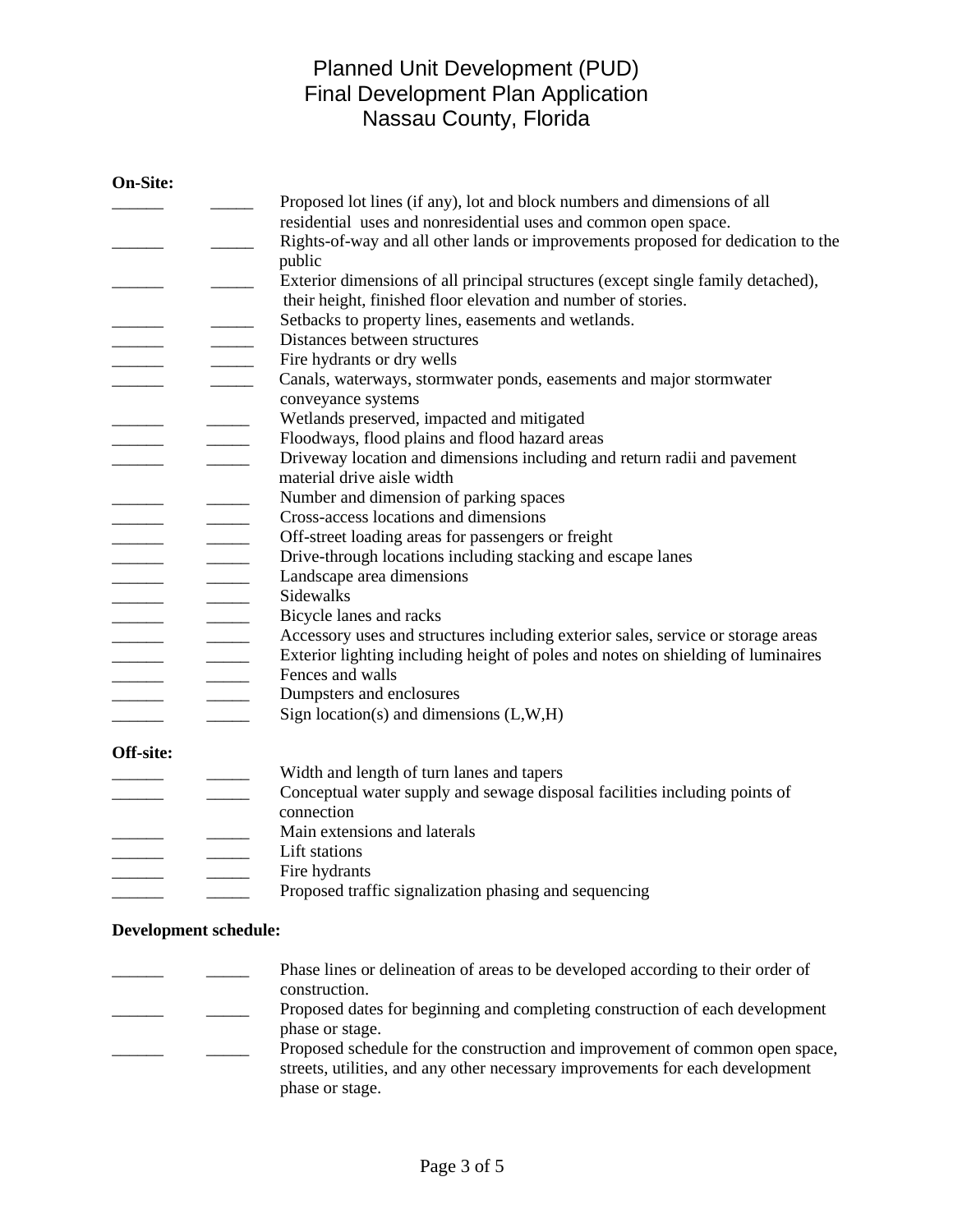# Planned Unit Development (PUD)
# Final Development Plan Application
# Nassau County, Florida

**On-Site:**

______ _____ Proposed lot lines (if any), lot and block numbers and dimensions of all residential uses and nonresidential uses and common open space.

______ _____ Rights-of-way and all other lands or improvements proposed for dedication to the public

______ _____ Exterior dimensions of all principal structures (except single family detached), their height, finished floor elevation and number of stories.

______ _____ Setbacks to property lines, easements and wetlands.

______ _____ Distances between structures

______ _____ Fire hydrants or dry wells

______ _____ Canals, waterways, stormwater ponds, easements and major stormwater conveyance systems

______ _____ Wetlands preserved, impacted and mitigated

______ _____ Floodways, flood plains and flood hazard areas

______ _____ Driveway location and dimensions including and return radii and pavement material drive aisle width

______ _____ Number and dimension of parking spaces

______ _____ Cross-access locations and dimensions

______ _____ Off-street loading areas for passengers or freight

______ _____ Drive-through locations including stacking and escape lanes

______ _____ Landscape area dimensions

______ _____ Sidewalks

______ _____ Bicycle lanes and racks

______ _____ Accessory uses and structures including exterior sales, service or storage areas

______ _____ Exterior lighting including height of poles and notes on shielding of luminaires

______ _____ Fences and walls

______ _____ Dumpsters and enclosures

______ _____ Sign location(s) and dimensions (L,W,H)

**Off-site:**

______ _____ Width and length of turn lanes and tapers

______ _____ Conceptual water supply and sewage disposal facilities including points of connection

______ _____ Main extensions and laterals

______ _____ Lift stations

______ _____ Fire hydrants

______ _____ Proposed traffic signalization phasing and sequencing

**Development schedule:**

______ _____ Phase lines or delineation of areas to be developed according to their order of construction.

______ _____ Proposed dates for beginning and completing construction of each development phase or stage.

______ _____ Proposed schedule for the construction and improvement of common open space, streets, utilities, and any other necessary improvements for each development phase or stage.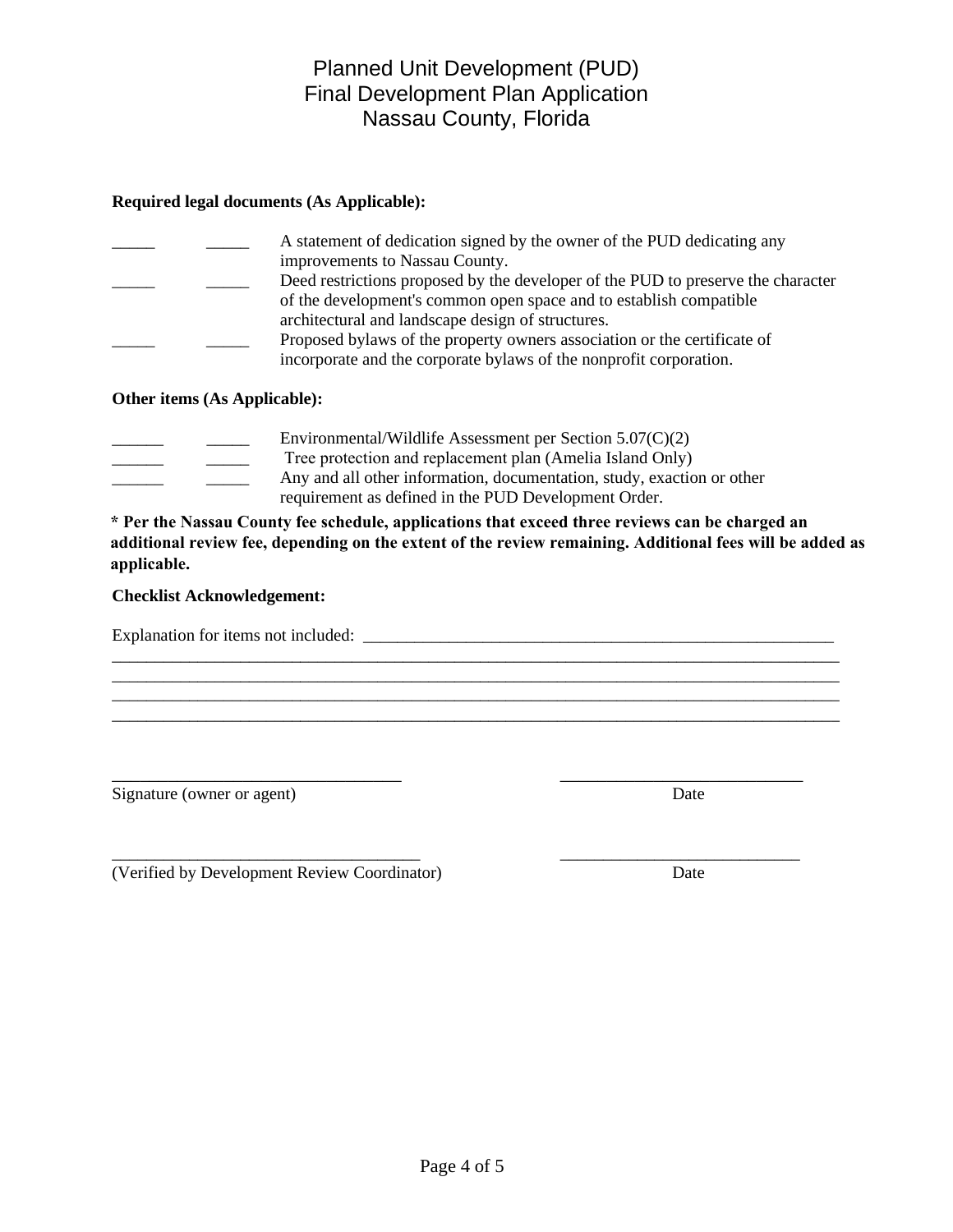# Planned Unit Development (PUD)
# Final Development Plan Application
# Nassau County, Florida

**Required legal documents (As Applicable):**

_____ _____ A statement of dedication signed by the owner of the PUD dedicating any improvements to Nassau County.

_____ _____ Deed restrictions proposed by the developer of the PUD to preserve the character of the development's common open space and to establish compatible architectural and landscape design of structures.

_____ _____ Proposed bylaws of the property owners association or the certificate of incorporate and the corporate bylaws of the nonprofit corporation.

**Other items (As Applicable):**

______ _____ Environmental/Wildlife Assessment per Section 5.07(C)(2)

______ _____ Tree protection and replacement plan (Amelia Island Only)

______ _____ Any and all other information, documentation, study, exaction or other requirement as defined in the PUD Development Order.

**\* Per the Nassau County fee schedule, applications that exceed three reviews can be charged an additional review fee, depending on the extent of the review remaining. Additional fees will be added as applicable.**

**Checklist Acknowledgement:**

Explanation for items not included: ________________________________________________________
__________________________________________________________________________________________
__________________________________________________________________________________________
__________________________________________________________________________________________
__________________________________________________________________________________________

__________________________________ ____________________________
Signature (owner or agent) Date

__________________________________ ____________________________
(Verified by Development Review Coordinator) Date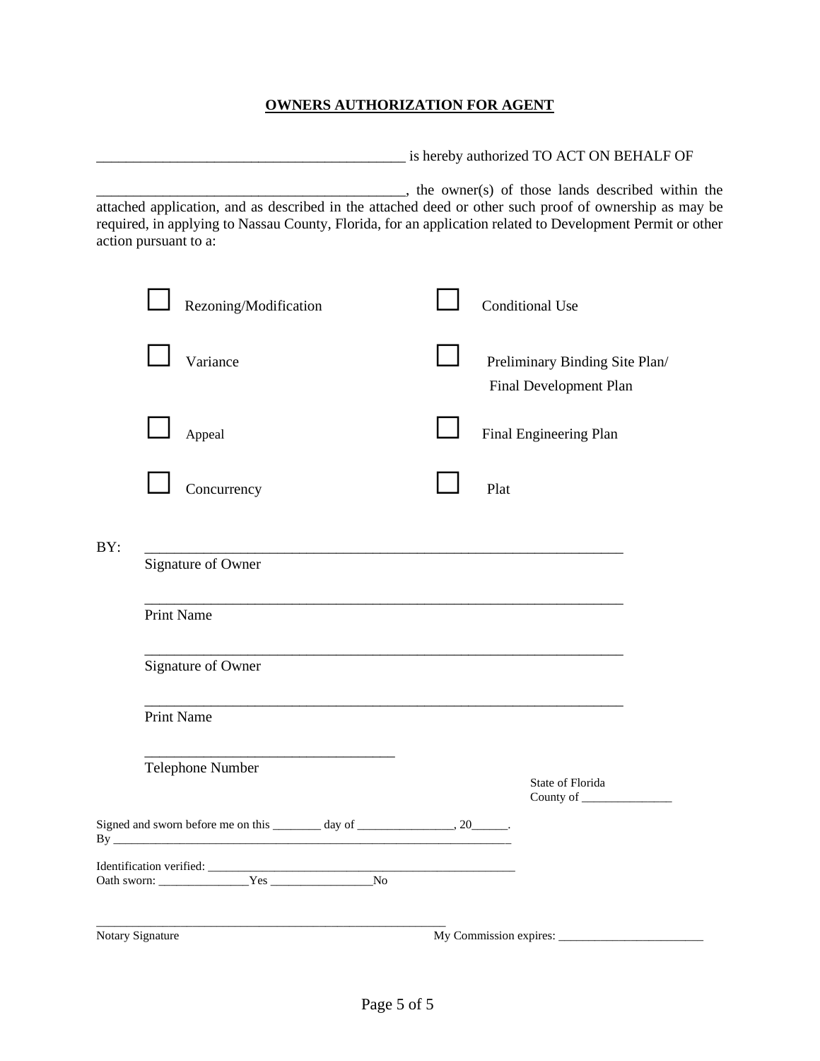**OWNERS AUTHORIZATION FOR AGENT**

___________________________________________ is hereby authorized TO ACT ON BEHALF OF

___________________________________________, the owner(s) of those lands described within the attached application, and as described in the attached deed or other such proof of ownership as may be required, in applying to Nassau County, Florida, for an application related to Development Permit or other action pursuant to a:

| | |
|---|---|
| ☐ Rezoning/Modification | ☐ Conditional Use |
| ☐ Variance | ☐ Preliminary Binding Site Plan/ Final Development Plan |
| ☐ Appeal | ☐ Final Engineering Plan |
| ☐ Concurrency | ☐ Plat |

BY: _________________________________________________________________
Signature of Owner

_________________________________________________________________
Print Name

_________________________________________________________________
Signature of Owner

_________________________________________________________________
Print Name

___________________________________
Telephone Number

State of Florida
County of _______________

Signed and sworn before me on this ________ day of ________________, 20______.
By ______________________________________________________________________

Identification verified: ___________________________________________________
Oath sworn: _______________Yes _________________No

__________________________________________________________
Notary Signature

My Commission expires: ________________________